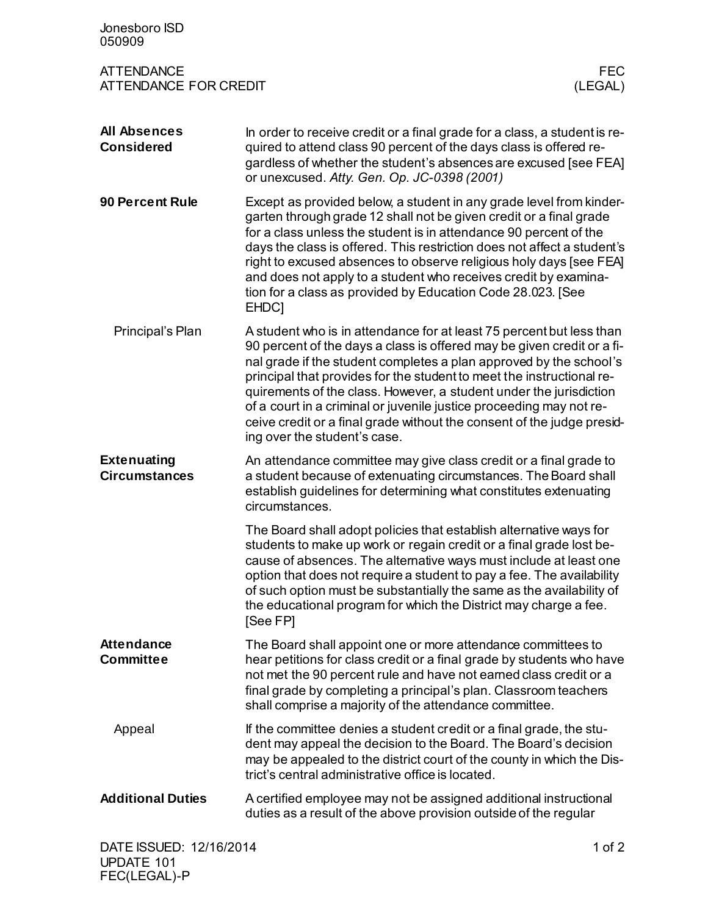# ATTENDANCE
## ATTENDANCE FOR CREDIT

FEC (LEGAL)

### All Absences Considered

In order to receive credit or a final grade for a class, a student is required to attend class 90 percent of the days class is offered regardless of whether the student's absences are excused [see FEA] or unexcused. *Atty. Gen. Op. JC-0398 (2001)*

### 90 Percent Rule

Except as provided below, a student in any grade level from kindergarten through grade 12 shall not be given credit or a final grade for a class unless the student is in attendance 90 percent of the days the class is offered. This restriction does not affect a student's right to excused absences to observe religious holy days [see FEA] and does not apply to a student who receives credit by examination for a class as provided by Education Code 28.023. [See EHDC]

#### Principal's Plan

A student who is in attendance for at least 75 percent but less than 90 percent of the days a class is offered may be given credit or a final grade if the student completes a plan approved by the school's principal that provides for the student to meet the instructional requirements of the class. However, a student under the jurisdiction of a court in a criminal or juvenile justice proceeding may not receive credit or a final grade without the consent of the judge presiding over the student's case.

### Extenuating Circumstances

An attendance committee may give class credit or a final grade to a student because of extenuating circumstances. The Board shall establish guidelines for determining what constitutes extenuating circumstances.

The Board shall adopt policies that establish alternative ways for students to make up work or regain credit or a final grade lost because of absences. The alternative ways must include at least one option that does not require a student to pay a fee. The availability of such option must be substantially the same as the availability of the educational program for which the District may charge a fee. [See FP]

### Attendance Committee

The Board shall appoint one or more attendance committees to hear petitions for class credit or a final grade by students who have not met the 90 percent rule and have not earned class credit or a final grade by completing a principal's plan. Classroom teachers shall comprise a majority of the attendance committee.

#### Appeal

If the committee denies a student credit or a final grade, the student may appeal the decision to the Board. The Board's decision may be appealed to the district court of the county in which the District's central administrative office is located.

### Additional Duties

A certified employee may not be assigned additional instructional duties as a result of the above provision outside of the regular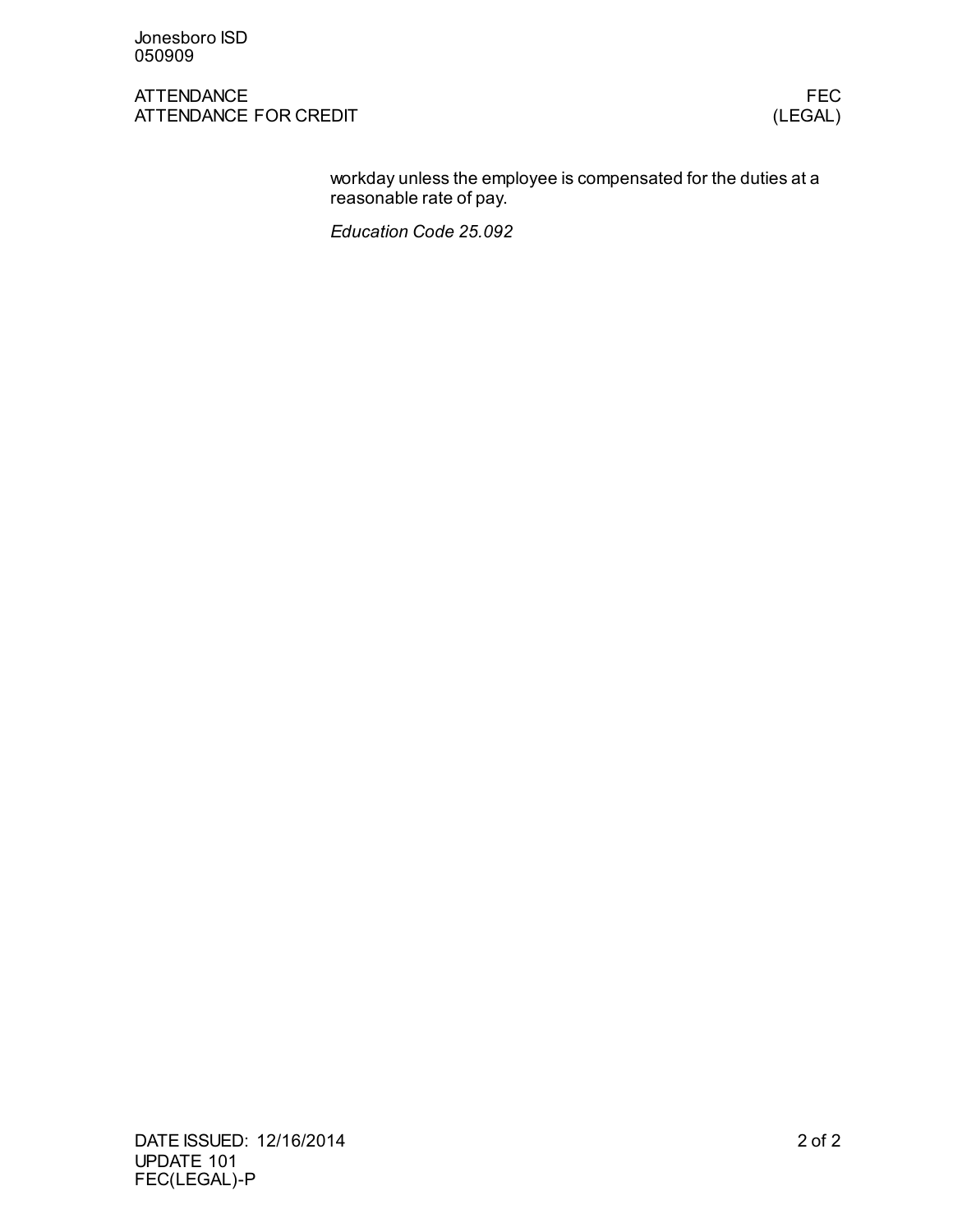workday unless the employee is compensated for the duties at a reasonable rate of pay.

*Education Code 25.092*